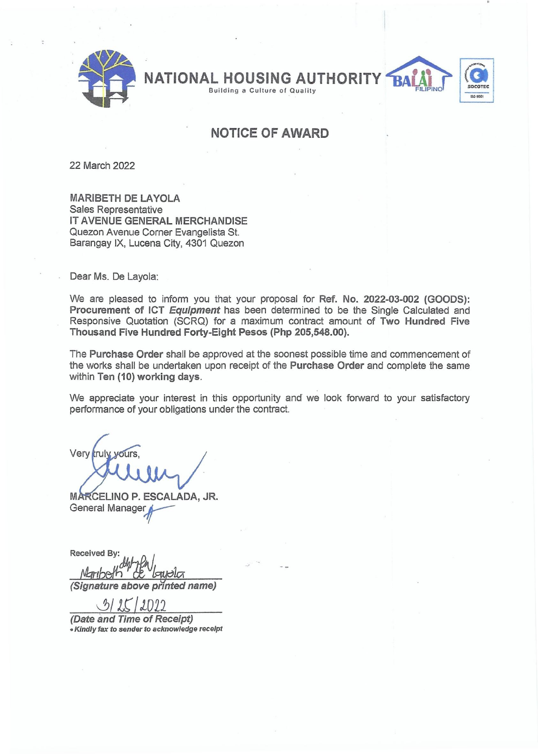NATIONAL HOUSING AUTHORITY
Building a Culture of Quality

# NOTICE OF AWARD

22 March 2022

MARIBETH DE LAYOLA
Sales Representative
IT AVENUE GENERAL MERCHANDISE
Quezon Avenue Corner Evangelista St.
Barangay IX, Lucena City, 4301 Quezon

Dear Ms. De Layola:

We are pleased to inform you that your proposal for **Ref. No. 2022-03-002 (GOODS): Procurement of ICT *Equipment*** has been determined to be the Single Calculated and Responsive Quotation (SCRQ) for a maximum contract amount of **Two Hundred Five Thousand Five Hundred Forty-Eight Pesos (Php 205,548.00).**

The **Purchase Order** shall be approved at the soonest possible time and commencement of the works shall be undertaken upon receipt of the **Purchase Order** and complete the same within **Ten (10) working days**.

We appreciate your interest in this opportunity and we look forward to your satisfactory performance of your obligations under the contract.

Very truly yours,

MARCELINO P. ESCALADA, JR.
General Manager

**Received By:**
Maribeth de Layola
***(Signature above printed name)***

3/25/2022
***(Date and Time of Receipt)***
*• Kindly fax to sender to acknowledge receipt*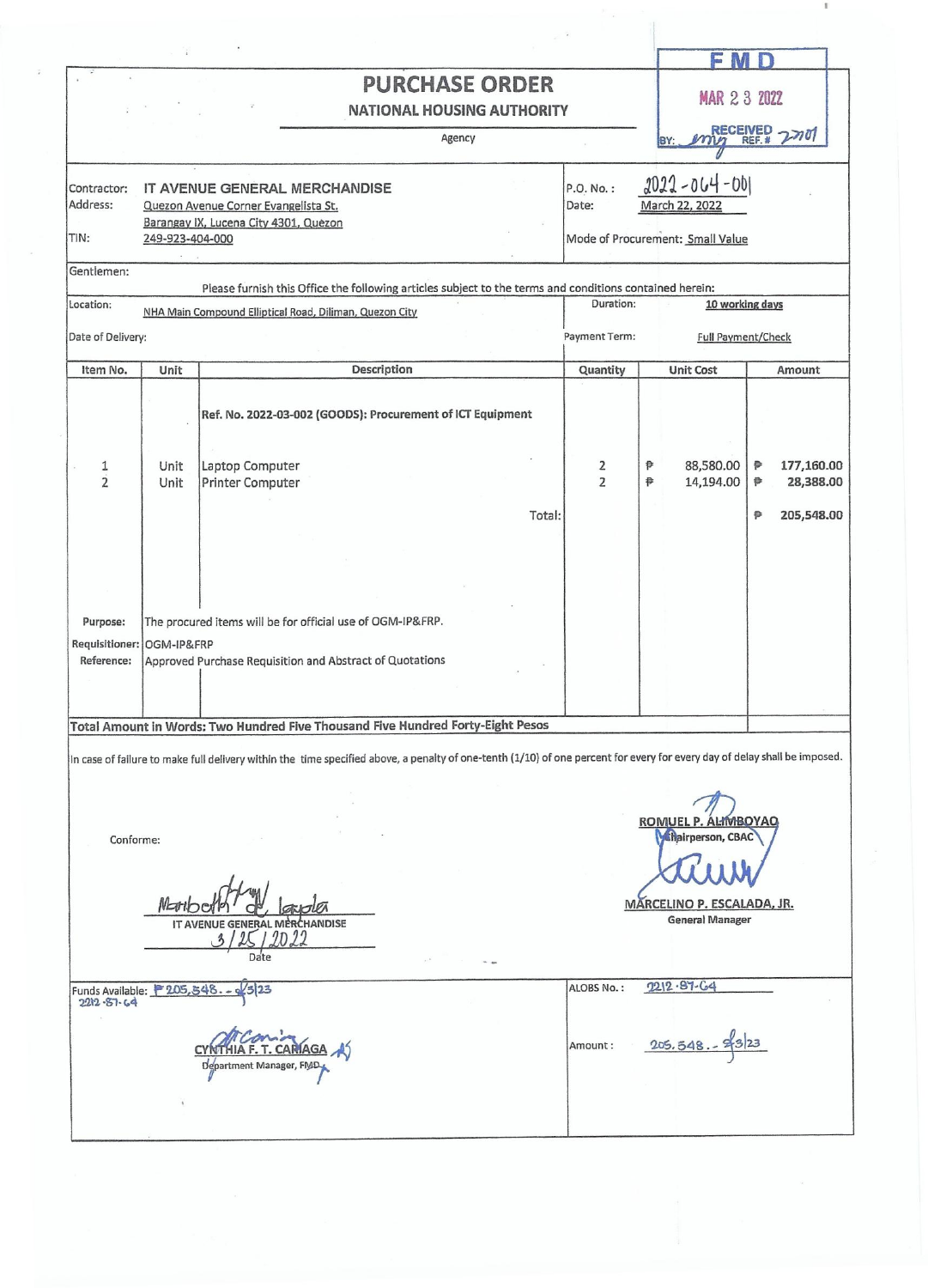FMD
MAR 23 2022
RECEIVED
BY: emg REF. # 2701

# PURCHASE ORDER

## NATIONAL HOUSING AUTHORITY

Agency

Contractor: IT AVENUE GENERAL MERCHANDISE
Address: Quezon Avenue Corner Evangelista St. Barangay IX, Lucena City 4301, Quezon
TIN: 249-923-404-000

P.O. No.: 2022-064-001
Date: March 22, 2022
Mode of Procurement: Small Value

Gentlemen:

Please furnish this Office the following articles subject to the terms and conditions contained herein:

Location: NHA Main Compound Elliptical Road, Diliman, Quezon City
Duration: 10 working days
Date of Delivery:
Payment Term: Full Payment/Check

| Item No. | Unit | Description | Quantity | Unit Cost | Amount |
|---|---|---|---|---|---|
| | | Ref. No. 2022-03-002 (GOODS): Procurement of ICT Equipment | | | |
| 1 | Unit | Laptop Computer | 2 | ₱ 88,580.00 | ₱ 177,160.00 |
| 2 | Unit | Printer Computer | 2 | ₱ 14,194.00 | ₱ 28,388.00 |
| | | Total: | | | ₱ 205,548.00 |

Purpose: The procured items will be for official use of OGM-IP&FRP.
Requisitioner: OGM-IP&FRP
Reference: Approved Purchase Requisition and Abstract of Quotations

**Total Amount in Words: Two Hundred Five Thousand Five Hundred Forty-Eight Pesos**

In case of failure to make full delivery within the time specified above, a penalty of one-tenth (1/10) of one percent for every for every day of delay shall be imposed.

Conforme:

IT AVENUE GENERAL MERCHANDISE
3/25/2022
Date

ROMUEL P. ALIMBOYAO
Chairperson, CBAC

MARCELINO P. ESCALADA, JR.
General Manager

Funds Available: ₱ 205,548.- 3/23
2212-87-64

CYNTHIA F. T. CARIAGA
Department Manager, FMD

ALOBS No.: 2212-87-64

Amount: 205,548.- 3/23